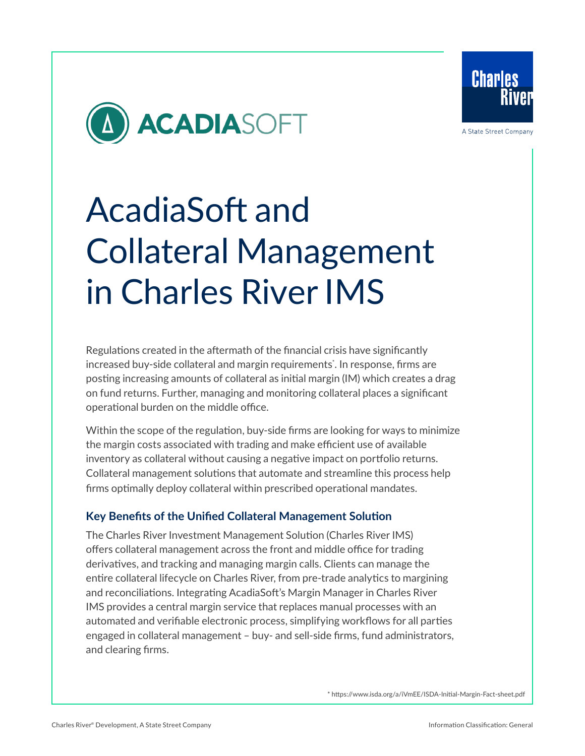# AcadiaSoft and Collateral Management in Charles River IMS

Regulations created in the aftermath of the financial crisis have significantly increased buy-side collateral and margin requirements*. In response, firms are posting increasing amounts of collateral as initial margin (IM) which creates a drag on fund returns. Further, managing and monitoring collateral places a significant operational burden on the middle office.

Within the scope of the regulation, buy-side firms are looking for ways to minimize the margin costs associated with trading and make efficient use of available inventory as collateral without causing a negative impact on portfolio returns. Collateral management solutions that automate and streamline this process help firms optimally deploy collateral within prescribed operational mandates.

## Key Benefits of the Unified Collateral Management Solution

The Charles River Investment Management Solution (Charles River IMS) offers collateral management across the front and middle office for trading derivatives, and tracking and managing margin calls. Clients can manage the entire collateral lifecycle on Charles River, from pre-trade analytics to margining and reconciliations. Integrating AcadiaSoft's Margin Manager in Charles River IMS provides a central margin service that replaces manual processes with an automated and verifiable electronic process, simplifying workflows for all parties engaged in collateral management – buy- and sell-side firms, fund administrators, and clearing firms.

* https://www.isda.org/a/iVmEE/ISDA-Initial-Margin-Fact-sheet.pdf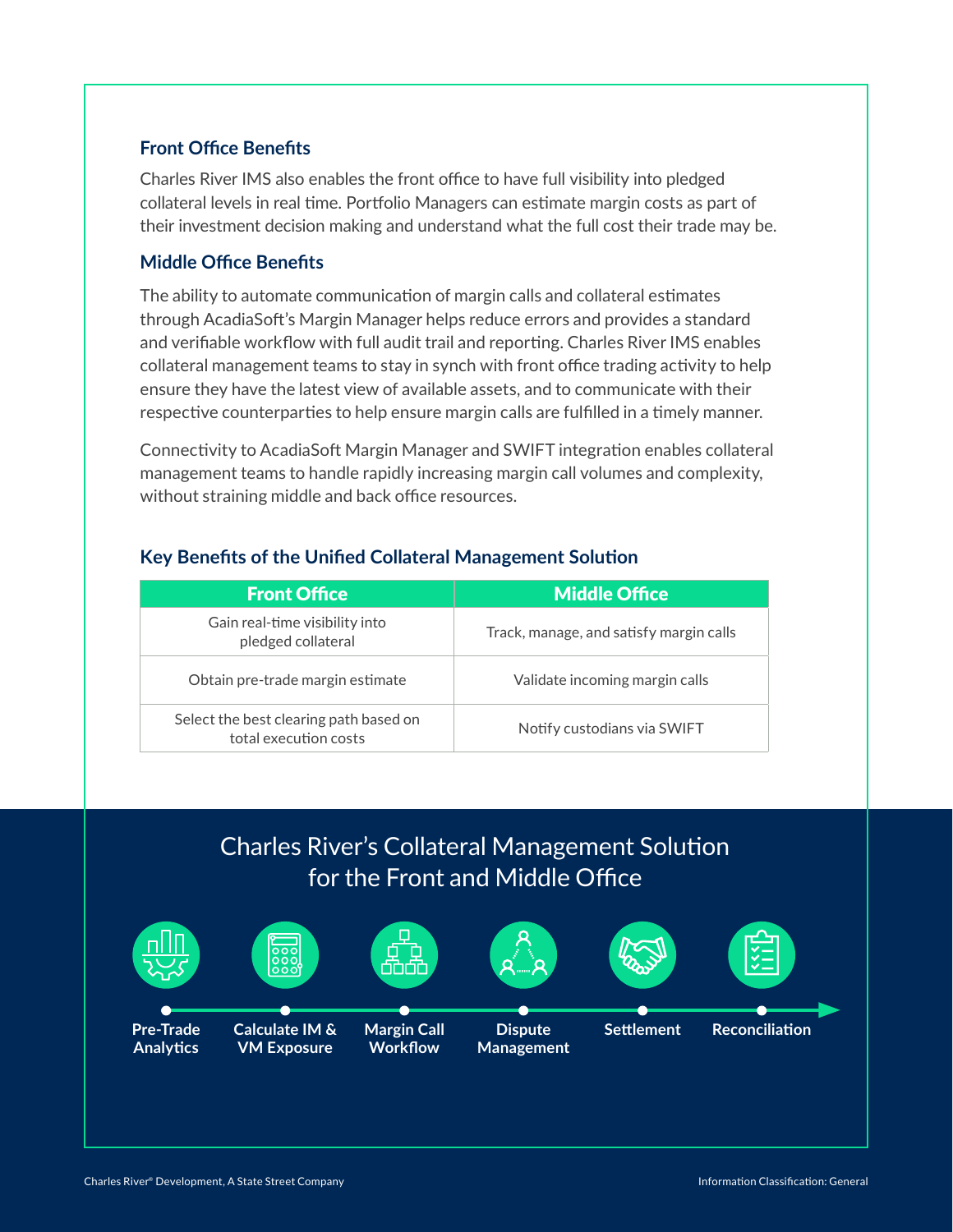### Front Office Benefits

Charles River IMS also enables the front office to have full visibility into pledged collateral levels in real time. Portfolio Managers can estimate margin costs as part of their investment decision making and understand what the full cost their trade may be.

### Middle Office Benefits

The ability to automate communication of margin calls and collateral estimates through AcadiaSoft's Margin Manager helps reduce errors and provides a standard and verifiable workflow with full audit trail and reporting. Charles River IMS enables collateral management teams to stay in synch with front office trading activity to help ensure they have the latest view of available assets, and to communicate with their respective counterparties to help ensure margin calls are fulfilled in a timely manner.

Connectivity to AcadiaSoft Margin Manager and SWIFT integration enables collateral management teams to handle rapidly increasing margin call volumes and complexity, without straining middle and back office resources.

### Key Benefits of the Unified Collateral Management Solution

| Front Office | Middle Office |
| --- | --- |
| Gain real-time visibility into pledged collateral | Track, manage, and satisfy margin calls |
| Obtain pre-trade margin estimate | Validate incoming margin calls |
| Select the best clearing path based on total execution costs | Notify custodians via SWIFT |

## Charles River's Collateral Management Solution for the Front and Middle Office

Pre-Trade Analytics → Calculate IM & VM Exposure → Margin Call Workflow → Dispute Management → Settlement → Reconciliation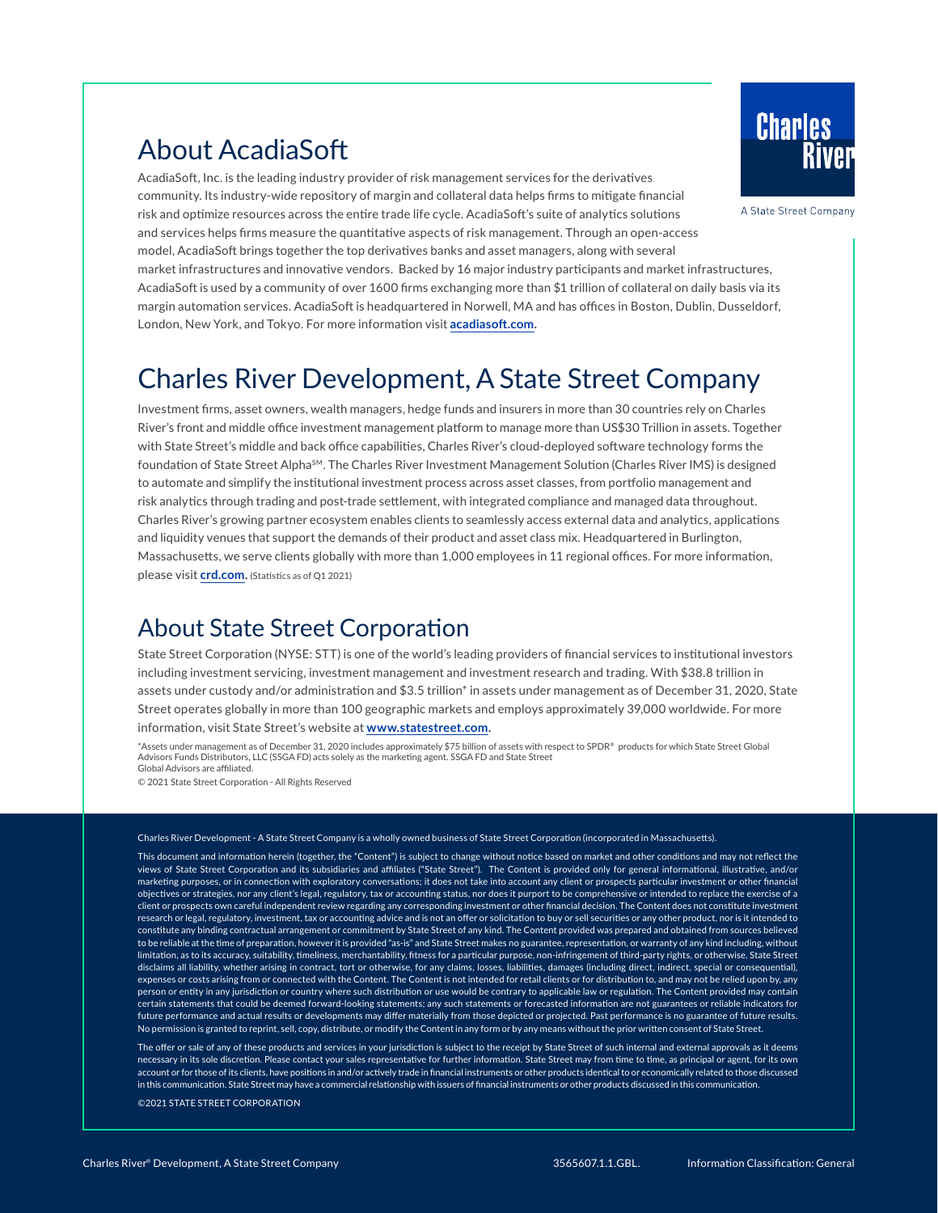## About AcadiaSoft

AcadiaSoft, Inc. is the leading industry provider of risk management services for the derivatives community. Its industry-wide repository of margin and collateral data helps firms to mitigate financial risk and optimize resources across the entire trade life cycle. AcadiaSoft's suite of analytics solutions and services helps firms measure the quantitative aspects of risk management. Through an open-access model, AcadiaSoft brings together the top derivatives banks and asset managers, along with several market infrastructures and innovative vendors. Backed by 16 major industry participants and market infrastructures, AcadiaSoft is used by a community of over 1600 firms exchanging more than $1 trillion of collateral on daily basis via its margin automation services. AcadiaSoft is headquartered in Norwell, MA and has offices in Boston, Dublin, Dusseldorf, London, New York, and Tokyo. For more information visit **acadiasoft.com.**

## Charles River Development, A State Street Company

Investment firms, asset owners, wealth managers, hedge funds and insurers in more than 30 countries rely on Charles River's front and middle office investment management platform to manage more than US$30 Trillion in assets. Together with State Street's middle and back office capabilities, Charles River's cloud-deployed software technology forms the foundation of State Street Alpha℠. The Charles River Investment Management Solution (Charles River IMS) is designed to automate and simplify the institutional investment process across asset classes, from portfolio management and risk analytics through trading and post-trade settlement, with integrated compliance and managed data throughout. Charles River's growing partner ecosystem enables clients to seamlessly access external data and analytics, applications and liquidity venues that support the demands of their product and asset class mix. Headquartered in Burlington, Massachusetts, we serve clients globally with more than 1,000 employees in 11 regional offices. For more information, please visit **crd.com.** (Statistics as of Q1 2021)

## About State Street Corporation

State Street Corporation (NYSE: STT) is one of the world's leading providers of financial services to institutional investors including investment servicing, investment management and investment research and trading. With $38.8 trillion in assets under custody and/or administration and $3.5 trillion* in assets under management as of December 31, 2020, State Street operates globally in more than 100 geographic markets and employs approximately 39,000 worldwide. For more information, visit State Street's website at **www.statestreet.com.**

*Assets under management as of December 31, 2020 includes approximately $75 billion of assets with respect to SPDR® products for which State Street Global Advisors Funds Distributors, LLC (SSGA FD) acts solely as the marketing agent. SSGA FD and State Street Global Advisors are affiliated.

© 2021 State Street Corporation - All Rights Reserved

Charles River Development - A State Street Company is a wholly owned business of State Street Corporation (incorporated in Massachusetts).

This document and information herein (together, the "Content") is subject to change without notice based on market and other conditions and may not reflect the views of State Street Corporation and its subsidiaries and affiliates ("State Street"). The Content is provided only for general informational, illustrative, and/or marketing purposes, or in connection with exploratory conversations; it does not take into account any client or prospects particular investment or other financial objectives or strategies, nor any client's legal, regulatory, tax or accounting status, nor does it purport to be comprehensive or intended to replace the exercise of a client or prospects own careful independent review regarding any corresponding investment or other financial decision. The Content does not constitute investment research or legal, regulatory, investment, tax or accounting advice and is not an offer or solicitation to buy or sell securities or any other product, nor is it intended to constitute any binding contractual arrangement or commitment by State Street of any kind. The Content provided was prepared and obtained from sources believed to be reliable at the time of preparation, however it is provided "as-is" and State Street makes no guarantee, representation, or warranty of any kind including, without limitation, as to its accuracy, suitability, timeliness, merchantability, fitness for a particular purpose, non-infringement of third-party rights, or otherwise. State Street disclaims all liability, whether arising in contract, tort or otherwise, for any claims, losses, liabilities, damages (including direct, indirect, special or consequential), expenses or costs arising from or connected with the Content. The Content is not intended for retail clients or for distribution to, and may not be relied upon by, any person or entity in any jurisdiction or country where such distribution or use would be contrary to applicable law or regulation. The Content provided may contain certain statements that could be deemed forward-looking statements; any such statements or forecasted information are not guarantees or reliable indicators for future performance and actual results or developments may differ materially from those depicted or projected. Past performance is no guarantee of future results. No permission is granted to reprint, sell, copy, distribute, or modify the Content in any form or by any means without the prior written consent of State Street.

The offer or sale of any of these products and services in your jurisdiction is subject to the receipt by State Street of such internal and external approvals as it deems necessary in its sole discretion. Please contact your sales representative for further information. State Street may from time to time, as principal or agent, for its own account or for those of its clients, have positions in and/or actively trade in financial instruments or other products identical to or economically related to those discussed in this communication. State Street may have a commercial relationship with issuers of financial instruments or other products discussed in this communication.

©2021 STATE STREET CORPORATION

Charles River® Development, A State Street Company 3565607.1.1.GBL. Information Classification: General